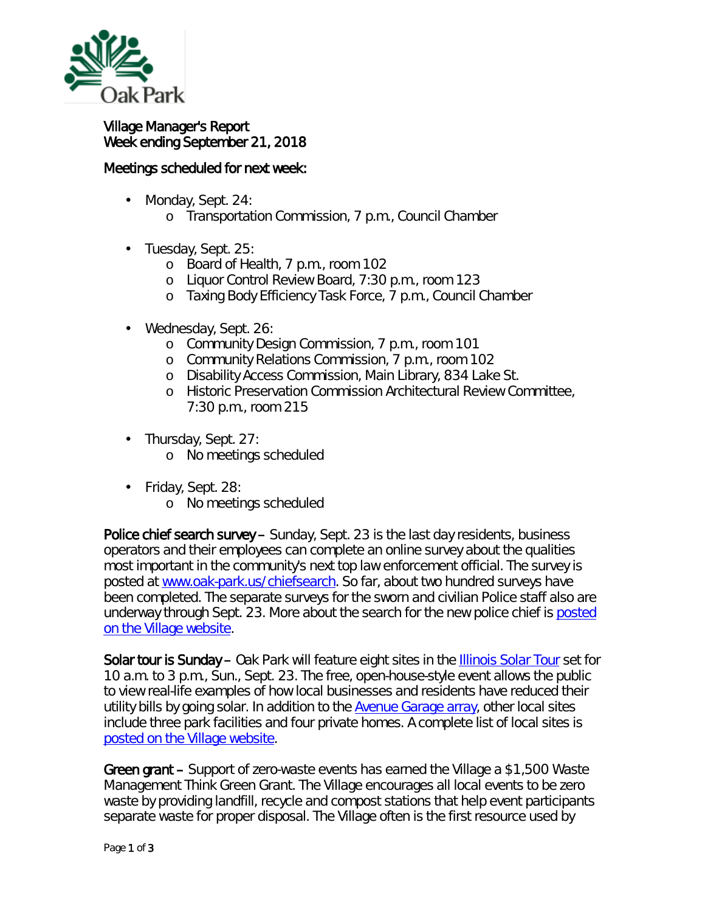# Village Manager's Report
## Week ending September 21, 2018

### Meetings scheduled for next week:

- Monday, Sept. 24:
  - Transportation Commission, 7 p.m., Council Chamber
- Tuesday, Sept. 25:
  - Board of Health, 7 p.m., room 102
  - Liquor Control Review Board, 7:30 p.m., room 123
  - Taxing Body Efficiency Task Force, 7 p.m., Council Chamber
- Wednesday, Sept. 26:
  - Community Design Commission, 7 p.m., room 101
  - Community Relations Commission, 7 p.m., room 102
  - Disability Access Commission, Main Library, 834 Lake St.
  - Historic Preservation Commission Architectural Review Committee, 7:30 p.m., room 215
- Thursday, Sept. 27:
  - No meetings scheduled
- Friday, Sept. 28:
  - No meetings scheduled

**Police chief search survey** – Sunday, Sept. 23 is the last day residents, business operators and their employees can complete an online survey about the qualities most important in the community's next top law enforcement official. The survey is posted at www.oak-park.us/chiefsearch. So far, about two hundred surveys have been completed. The separate surveys for the sworn and civilian Police staff also are underway through Sept. 23. More about the search for the new police chief is posted on the Village website.

**Solar tour is Sunday** – Oak Park will feature eight sites in the Illinois Solar Tour set for 10 a.m. to 3 p.m., Sun., Sept. 23. The free, open-house-style event allows the public to view real-life examples of how local businesses and residents have reduced their utility bills by going solar. In addition to the Avenue Garage array, other local sites include three park facilities and four private homes. A complete list of local sites is posted on the Village website.

**Green grant** – Support of zero-waste events has earned the Village a $1,500 Waste Management Think Green Grant. The Village encourages all local events to be zero waste by providing landfill, recycle and compost stations that help event participants separate waste for proper disposal. The Village often is the first resource used by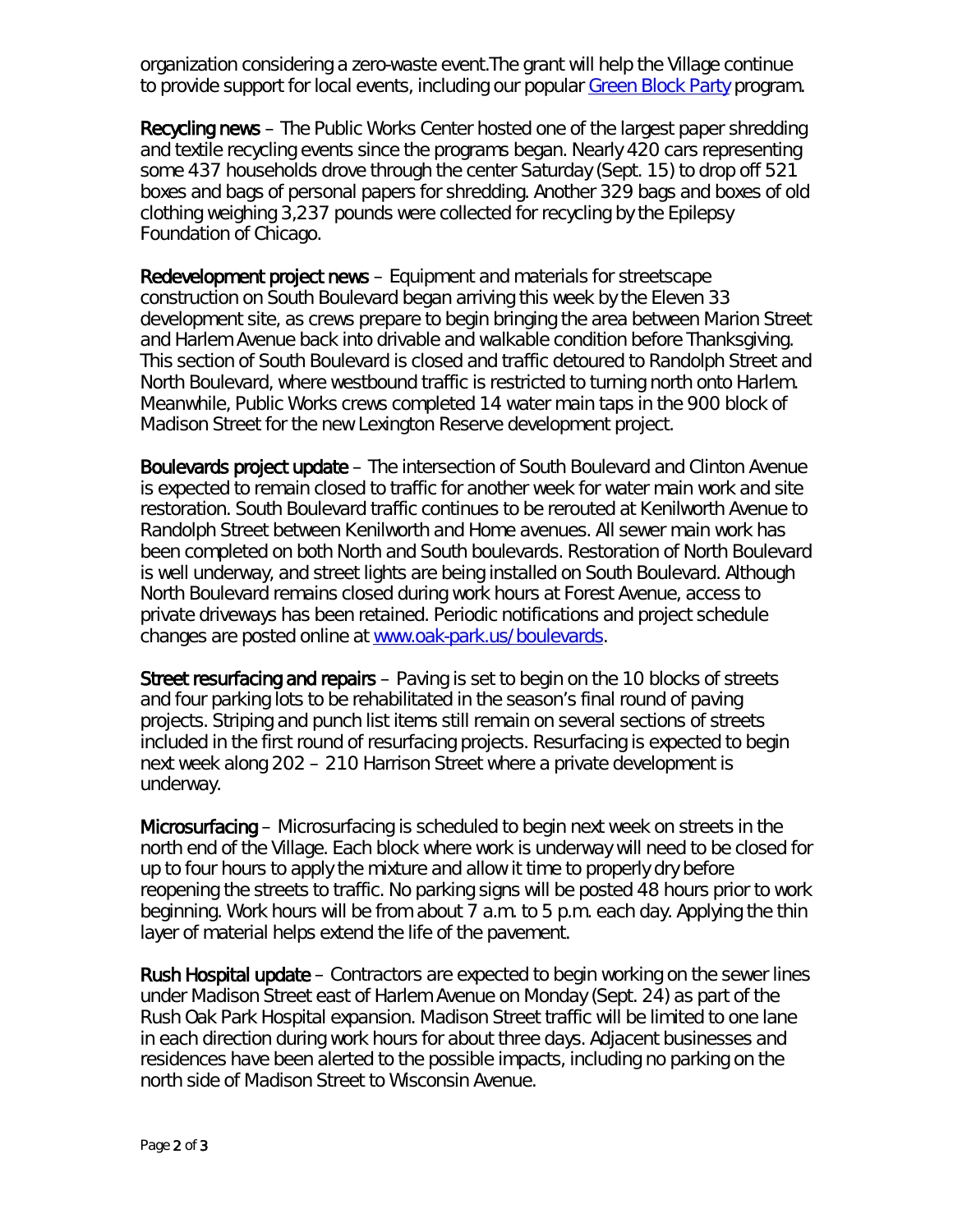organization considering a zero-waste event.The grant will help the Village continue to provide support for local events, including our popular [Green Block Party](#) program.

**Recycling news** – The Public Works Center hosted one of the largest paper shredding and textile recycling events since the programs began. Nearly 420 cars representing some 437 households drove through the center Saturday (Sept. 15) to drop off 521 boxes and bags of personal papers for shredding. Another 329 bags and boxes of old clothing weighing 3,237 pounds were collected for recycling by the Epilepsy Foundation of Chicago.

**Redevelopment project news** – Equipment and materials for streetscape construction on South Boulevard began arriving this week by the Eleven 33 development site, as crews prepare to begin bringing the area between Marion Street and Harlem Avenue back into drivable and walkable condition before Thanksgiving. This section of South Boulevard is closed and traffic detoured to Randolph Street and North Boulevard, where westbound traffic is restricted to turning north onto Harlem. Meanwhile, Public Works crews completed 14 water main taps in the 900 block of Madison Street for the new Lexington Reserve development project.

**Boulevards project update** – The intersection of South Boulevard and Clinton Avenue is expected to remain closed to traffic for another week for water main work and site restoration. South Boulevard traffic continues to be rerouted at Kenilworth Avenue to Randolph Street between Kenilworth and Home avenues. All sewer main work has been completed on both North and South boulevards. Restoration of North Boulevard is well underway, and street lights are being installed on South Boulevard. Although North Boulevard remains closed during work hours at Forest Avenue, access to private driveways has been retained. Periodic notifications and project schedule changes are posted online at [www.oak-park.us/boulevards](http://www.oak-park.us/boulevards).

**Street resurfacing and repairs** – Paving is set to begin on the 10 blocks of streets and four parking lots to be rehabilitated in the season's final round of paving projects. Striping and punch list items still remain on several sections of streets included in the first round of resurfacing projects. Resurfacing is expected to begin next week along 202 – 210 Harrison Street where a private development is underway.

**Microsurfacing** – Microsurfacing is scheduled to begin next week on streets in the north end of the Village. Each block where work is underway will need to be closed for up to four hours to apply the mixture and allow it time to properly dry before reopening the streets to traffic. No parking signs will be posted 48 hours prior to work beginning. Work hours will be from about 7 a.m. to 5 p.m. each day. Applying the thin layer of material helps extend the life of the pavement.

**Rush Hospital update** – Contractors are expected to begin working on the sewer lines under Madison Street east of Harlem Avenue on Monday (Sept. 24) as part of the Rush Oak Park Hospital expansion. Madison Street traffic will be limited to one lane in each direction during work hours for about three days. Adjacent businesses and residences have been alerted to the possible impacts, including no parking on the north side of Madison Street to Wisconsin Avenue.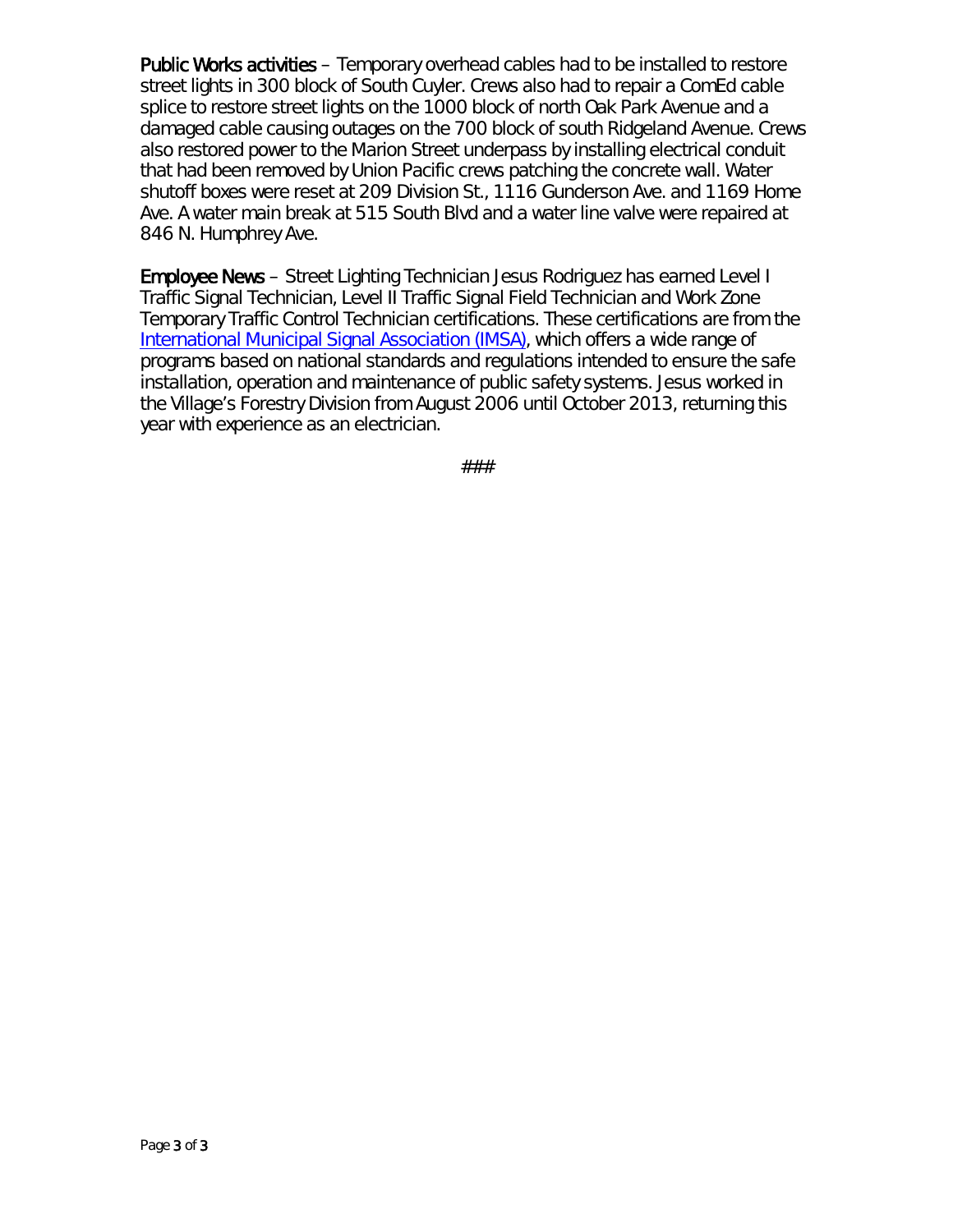**Public Works activities** – Temporary overhead cables had to be installed to restore street lights in 300 block of South Cuyler. Crews also had to repair a ComEd cable splice to restore street lights on the 1000 block of north Oak Park Avenue and a damaged cable causing outages on the 700 block of south Ridgeland Avenue. Crews also restored power to the Marion Street underpass by installing electrical conduit that had been removed by Union Pacific crews patching the concrete wall. Water shutoff boxes were reset at 209 Division St., 1116 Gunderson Ave. and 1169 Home Ave. A water main break at 515 South Blvd and a water line valve were repaired at 846 N. Humphrey Ave.

**Employee News** – Street Lighting Technician Jesus Rodriguez has earned Level I Traffic Signal Technician, Level II Traffic Signal Field Technician and Work Zone Temporary Traffic Control Technician certifications. These certifications are from the International Municipal Signal Association (IMSA), which offers a wide range of programs based on national standards and regulations intended to ensure the safe installation, operation and maintenance of public safety systems. Jesus worked in the Village's Forestry Division from August 2006 until October 2013, returning this year with experience as an electrician.

###